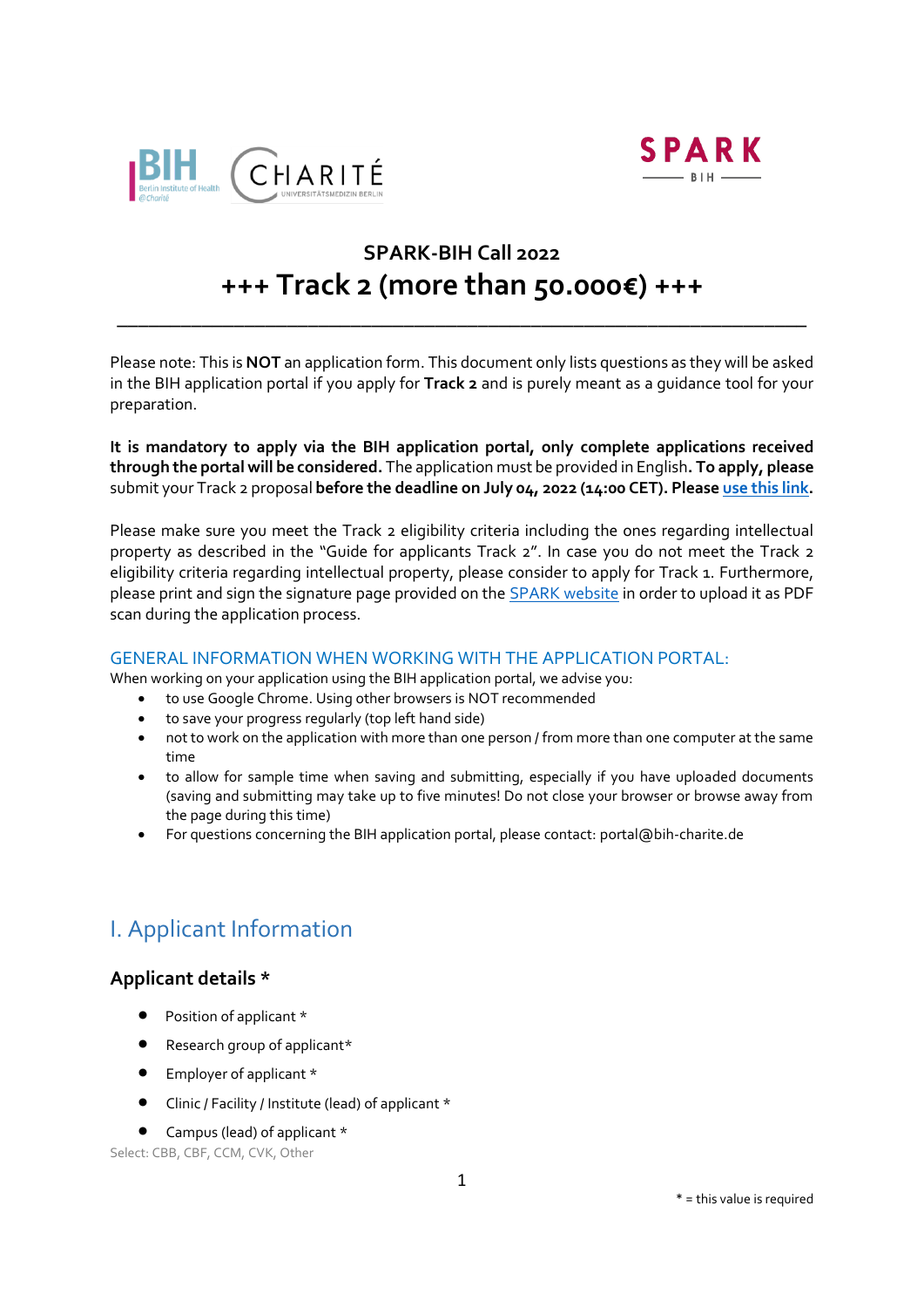## SPARK-BIH Call 2022

# +++ Track 2 (more than 50.000€) +++

---

Please note: This is **NOT** an application form. This document only lists questions as they will be asked in the BIH application portal if you apply for **Track 2** and is purely meant as a guidance tool for your preparation.

**It is mandatory to apply via the BIH application portal, only complete applications received through the portal will be considered.** The application must be provided in English**. To apply, please** submit your Track 2 proposal **before the deadline on July 04, 2022 (14:00 CET). Please use this link.**

Please make sure you meet the Track 2 eligibility criteria including the ones regarding intellectual property as described in the "Guide for applicants Track 2". In case you do not meet the Track 2 eligibility criteria regarding intellectual property, please consider to apply for Track 1. Furthermore, please print and sign the signature page provided on the SPARK website in order to upload it as PDF scan during the application process.

### GENERAL INFORMATION WHEN WORKING WITH THE APPLICATION PORTAL:

When working on your application using the BIH application portal, we advise you:

- to use Google Chrome. Using other browsers is NOT recommended
- to save your progress regularly (top left hand side)
- not to work on the application with more than one person / from more than one computer at the same time
- to allow for sample time when saving and submitting, especially if you have uploaded documents (saving and submitting may take up to five minutes! Do not close your browser or browse away from the page during this time)
- For questions concerning the BIH application portal, please contact: portal@bih-charite.de

# I. Applicant Information

## Applicant details *

- Position of applicant *
- Research group of applicant*
- Employer of applicant *
- Clinic / Facility / Institute (lead) of applicant *
- Campus (lead) of applicant *

Select: CBB, CBF, CCM, CVK, Other

* = this value is required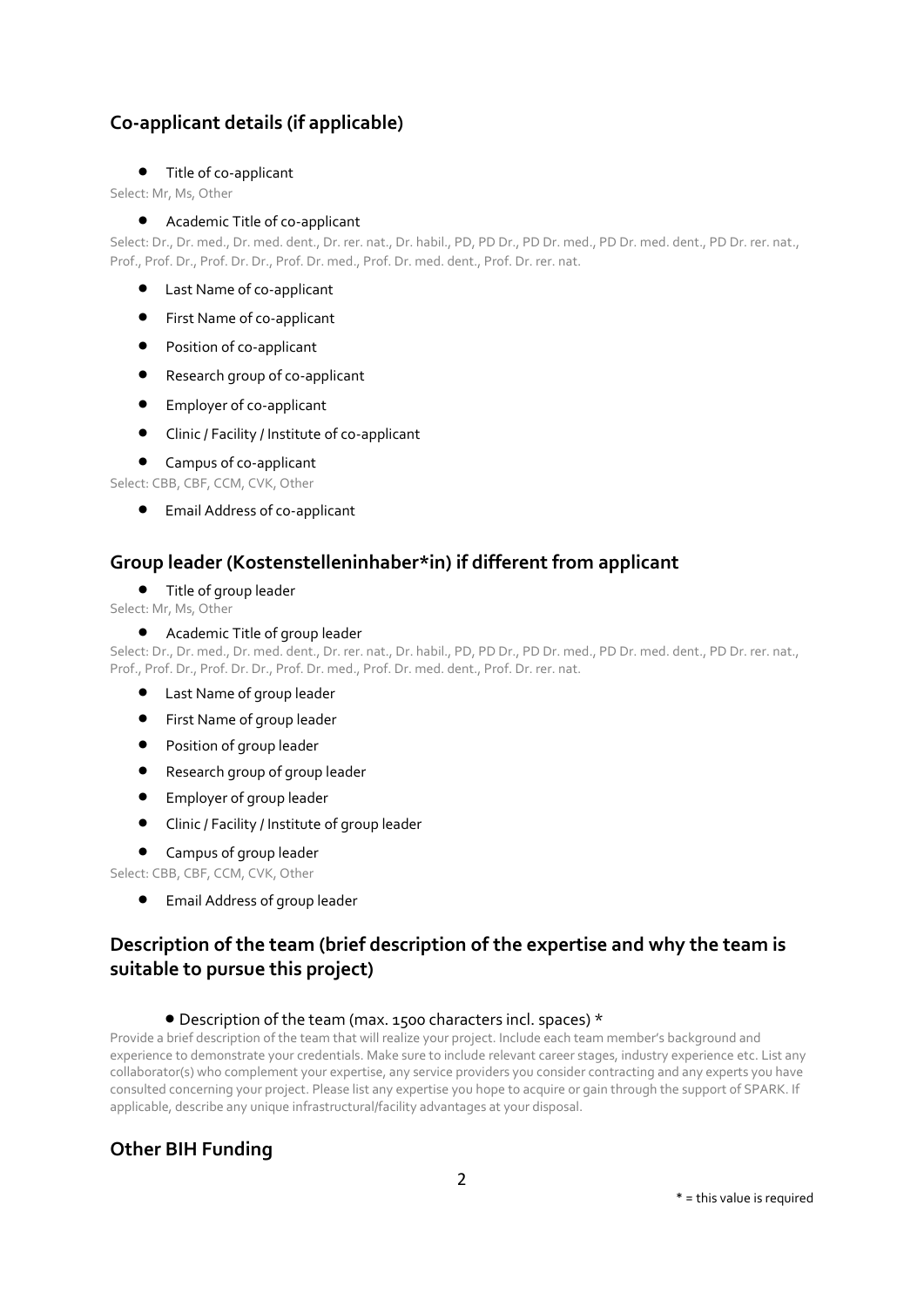## Co-applicant details (if applicable)

- Title of co-applicant

Select: Mr, Ms, Other

- Academic Title of co-applicant

Select: Dr., Dr. med., Dr. med. dent., Dr. rer. nat., Dr. habil., PD, PD Dr., PD Dr. med., PD Dr. med. dent., PD Dr. rer. nat., Prof., Prof. Dr., Prof. Dr. Dr., Prof. Dr. med., Prof. Dr. med. dent., Prof. Dr. rer. nat.

- Last Name of co-applicant
- First Name of co-applicant
- Position of co-applicant
- Research group of co-applicant
- Employer of co-applicant
- Clinic / Facility / Institute of co-applicant
- Campus of co-applicant

Select: CBB, CBF, CCM, CVK, Other

- Email Address of co-applicant

## Group leader (Kostenstelleninhaber*in) if different from applicant

- Title of group leader

Select: Mr, Ms, Other

- Academic Title of group leader

Select: Dr., Dr. med., Dr. med. dent., Dr. rer. nat., Dr. habil., PD, PD Dr., PD Dr. med., PD Dr. med. dent., PD Dr. rer. nat., Prof., Prof. Dr., Prof. Dr. Dr., Prof. Dr. med., Prof. Dr. med. dent., Prof. Dr. rer. nat.

- Last Name of group leader
- First Name of group leader
- Position of group leader
- Research group of group leader
- Employer of group leader
- Clinic / Facility / Institute of group leader
- Campus of group leader

Select: CBB, CBF, CCM, CVK, Other

- Email Address of group leader

## Description of the team (brief description of the expertise and why the team is suitable to pursue this project)

- Description of the team (max. 1500 characters incl. spaces) *

Provide a brief description of the team that will realize your project. Include each team member's background and experience to demonstrate your credentials. Make sure to include relevant career stages, industry experience etc. List any collaborator(s) who complement your expertise, any service providers you consider contracting and any experts you have consulted concerning your project. Please list any expertise you hope to acquire or gain through the support of SPARK. If applicable, describe any unique infrastructural/facility advantages at your disposal.

## Other BIH Funding

* = this value is required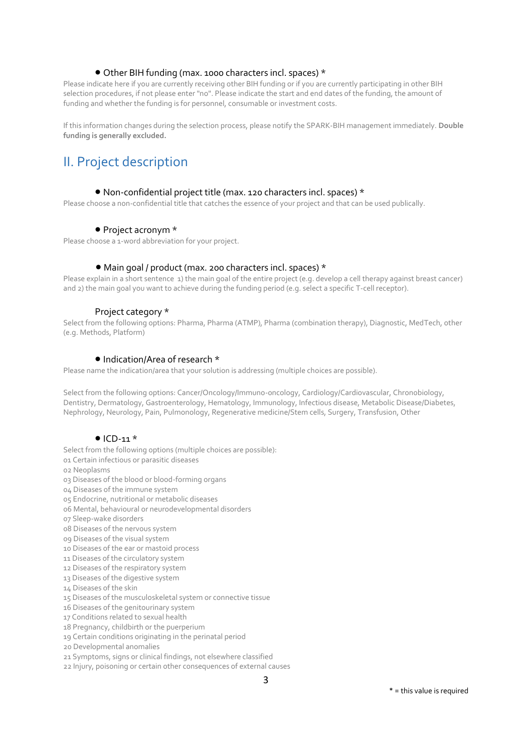- Other BIH funding (max. 1000 characters incl. spaces) *

Please indicate here if you are currently receiving other BIH funding or if you are currently participating in other BIH selection procedures, if not please enter "no". Please indicate the start and end dates of the funding, the amount of funding and whether the funding is for personnel, consumable or investment costs.

If this information changes during the selection process, please notify the SPARK-BIH management immediately. **Double funding is generally excluded.**

## II. Project description

- Non-confidential project title (max. 120 characters incl. spaces) *

Please choose a non-confidential title that catches the essence of your project and that can be used publically.

- Project acronym *

Please choose a 1-word abbreviation for your project.

- Main goal / product (max. 200 characters incl. spaces) *

Please explain in a short sentence 1) the main goal of the entire project (e.g. develop a cell therapy against breast cancer) and 2) the main goal you want to achieve during the funding period (e.g. select a specific T-cell receptor).

Project category *

Select from the following options: Pharma, Pharma (ATMP), Pharma (combination therapy), Diagnostic, MedTech, other (e.g. Methods, Platform)

- Indication/Area of research *

Please name the indication/area that your solution is addressing (multiple choices are possible).

Select from the following options: Cancer/Oncology/Immuno-oncology, Cardiology/Cardiovascular, Chronobiology, Dentistry, Dermatology, Gastroenterology, Hematology, Immunology, Infectious disease, Metabolic Disease/Diabetes, Nephrology, Neurology, Pain, Pulmonology, Regenerative medicine/Stem cells, Surgery, Transfusion, Other

- ICD-11 *

Select from the following options (multiple choices are possible):
01 Certain infectious or parasitic diseases
02 Neoplasms
03 Diseases of the blood or blood-forming organs
04 Diseases of the immune system
05 Endocrine, nutritional or metabolic diseases
06 Mental, behavioural or neurodevelopmental disorders
07 Sleep-wake disorders
08 Diseases of the nervous system
09 Diseases of the visual system
10 Diseases of the ear or mastoid process
11 Diseases of the circulatory system
12 Diseases of the respiratory system
13 Diseases of the digestive system
14 Diseases of the skin
15 Diseases of the musculoskeletal system or connective tissue
16 Diseases of the genitourinary system
17 Conditions related to sexual health
18 Pregnancy, childbirth or the puerperium
19 Certain conditions originating in the perinatal period
20 Developmental anomalies
21 Symptoms, signs or clinical findings, not elsewhere classified
22 Injury, poisoning or certain other consequences of external causes

* = this value is required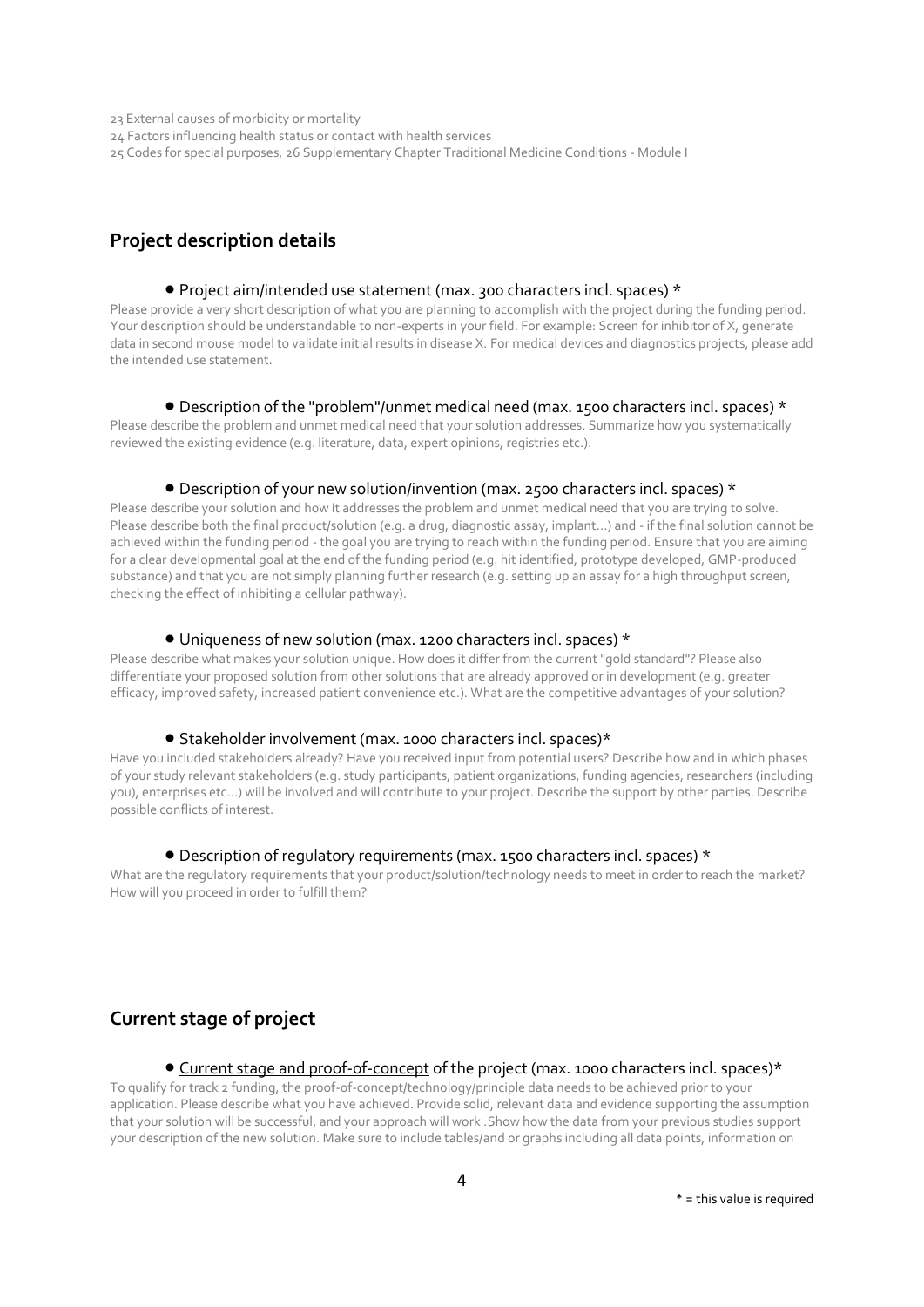23 External causes of morbidity or mortality

24 Factors influencing health status or contact with health services

25 Codes for special purposes, 26 Supplementary Chapter Traditional Medicine Conditions - Module I

## Project description details

- Project aim/intended use statement (max. 300 characters incl. spaces) *

Please provide a very short description of what you are planning to accomplish with the project during the funding period. Your description should be understandable to non-experts in your field. For example: Screen for inhibitor of X, generate data in second mouse model to validate initial results in disease X. For medical devices and diagnostics projects, please add the intended use statement.

- Description of the "problem"/unmet medical need (max. 1500 characters incl. spaces) *

Please describe the problem and unmet medical need that your solution addresses. Summarize how you systematically reviewed the existing evidence (e.g. literature, data, expert opinions, registries etc.).

- Description of your new solution/invention (max. 2500 characters incl. spaces) *

Please describe your solution and how it addresses the problem and unmet medical need that you are trying to solve. Please describe both the final product/solution (e.g. a drug, diagnostic assay, implant...) and - if the final solution cannot be achieved within the funding period - the goal you are trying to reach within the funding period. Ensure that you are aiming for a clear developmental goal at the end of the funding period (e.g. hit identified, prototype developed, GMP-produced substance) and that you are not simply planning further research (e.g. setting up an assay for a high throughput screen, checking the effect of inhibiting a cellular pathway).

- Uniqueness of new solution (max. 1200 characters incl. spaces) *

Please describe what makes your solution unique. How does it differ from the current "gold standard"? Please also differentiate your proposed solution from other solutions that are already approved or in development (e.g. greater efficacy, improved safety, increased patient convenience etc.). What are the competitive advantages of your solution?

- Stakeholder involvement (max. 1000 characters incl. spaces)*

Have you included stakeholders already? Have you received input from potential users? Describe how and in which phases of your study relevant stakeholders (e.g. study participants, patient organizations, funding agencies, researchers (including you), enterprises etc...) will be involved and will contribute to your project. Describe the support by other parties. Describe possible conflicts of interest.

- Description of regulatory requirements (max. 1500 characters incl. spaces) *

What are the regulatory requirements that your product/solution/technology needs to meet in order to reach the market? How will you proceed in order to fulfill them?

## Current stage of project

- Current stage and proof-of-concept of the project (max. 1000 characters incl. spaces)*

To qualify for track 2 funding, the proof-of-concept/technology/principle data needs to be achieved prior to your application. Please describe what you have achieved. Provide solid, relevant data and evidence supporting the assumption that your solution will be successful, and your approach will work .Show how the data from your previous studies support your description of the new solution. Make sure to include tables/and or graphs including all data points, information on

* = this value is required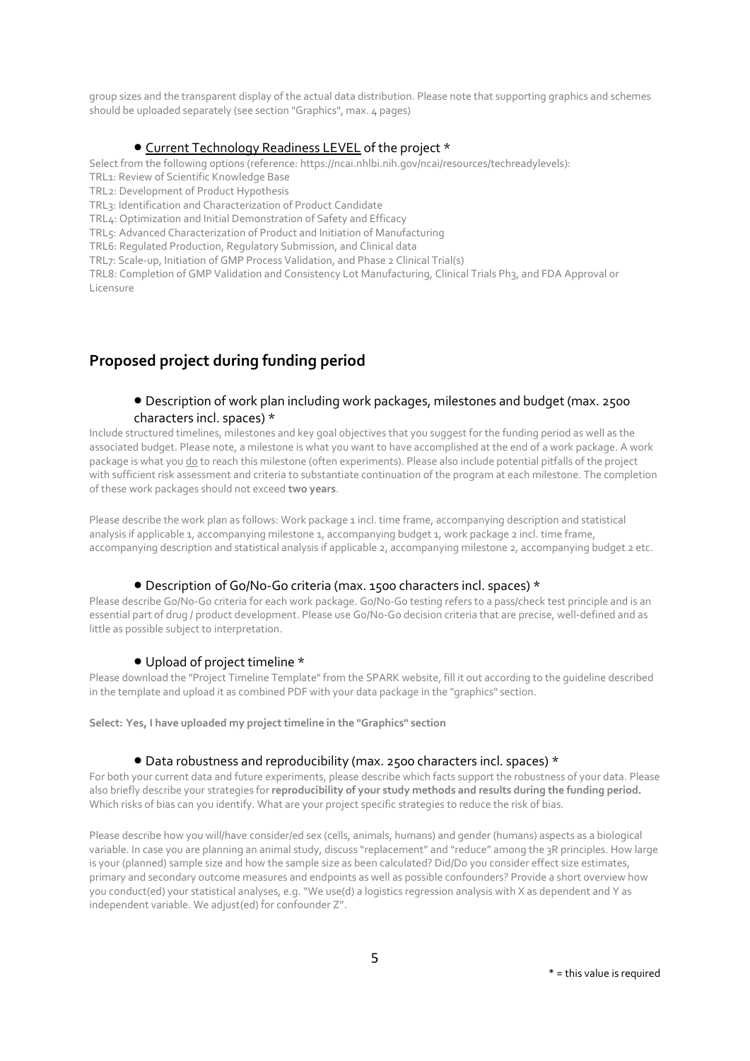group sizes and the transparent display of the actual data distribution. Please note that supporting graphics and schemes should be uploaded separately (see section "Graphics", max. 4 pages)

- Current Technology Readiness LEVEL of the project *

Select from the following options (reference: https://ncai.nhlbi.nih.gov/ncai/resources/techreadylevels):

TRL1: Review of Scientific Knowledge Base

TRL2: Development of Product Hypothesis

TRL3: Identification and Characterization of Product Candidate

TRL4: Optimization and Initial Demonstration of Safety and Efficacy

TRL5: Advanced Characterization of Product and Initiation of Manufacturing

TRL6: Regulated Production, Regulatory Submission, and Clinical data

TRL7: Scale-up, Initiation of GMP Process Validation, and Phase 2 Clinical Trial(s)

TRL8: Completion of GMP Validation and Consistency Lot Manufacturing, Clinical Trials Ph3, and FDA Approval or Licensure

## Proposed project during funding period

- Description of work plan including work packages, milestones and budget (max. 2500 characters incl. spaces) *

Include structured timelines, milestones and key goal objectives that you suggest for the funding period as well as the associated budget. Please note, a milestone is what you want to have accomplished at the end of a work package. A work package is what you do to reach this milestone (often experiments). Please also include potential pitfalls of the project with sufficient risk assessment and criteria to substantiate continuation of the program at each milestone. The completion of these work packages should not exceed **two years**.

Please describe the work plan as follows: Work package 1 incl. time frame, accompanying description and statistical analysis if applicable 1, accompanying milestone 1, accompanying budget 1, work package 2 incl. time frame, accompanying description and statistical analysis if applicable 2, accompanying milestone 2, accompanying budget 2 etc.

- Description of Go/No-Go criteria (max. 1500 characters incl. spaces) *

Please describe Go/No-Go criteria for each work package. Go/No-Go testing refers to a pass/check test principle and is an essential part of drug / product development. Please use Go/No-Go decision criteria that are precise, well-defined and as little as possible subject to interpretation.

- Upload of project timeline *

Please download the "Project Timeline Template" from the SPARK website, fill it out according to the guideline described in the template and upload it as combined PDF with your data package in the "graphics" section.

**Select: Yes, I have uploaded my project timeline in the "Graphics" section**

- Data robustness and reproducibility (max. 2500 characters incl. spaces) *

For both your current data and future experiments, please describe which facts support the robustness of your data. Please also briefly describe your strategies for **reproducibility of your study methods and results during the funding period.** Which risks of bias can you identify. What are your project specific strategies to reduce the risk of bias.

Please describe how you will/have consider/ed sex (cells, animals, humans) and gender (humans) aspects as a biological variable. In case you are planning an animal study, discuss "replacement" and "reduce" among the 3R principles. How large is your (planned) sample size and how the sample size as been calculated? Did/Do you consider effect size estimates, primary and secondary outcome measures and endpoints as well as possible confounders? Provide a short overview how you conduct(ed) your statistical analyses, e.g. "We use(d) a logistics regression analysis with X as dependent and Y as independent variable. We adjust(ed) for confounder Z".

\* = this value is required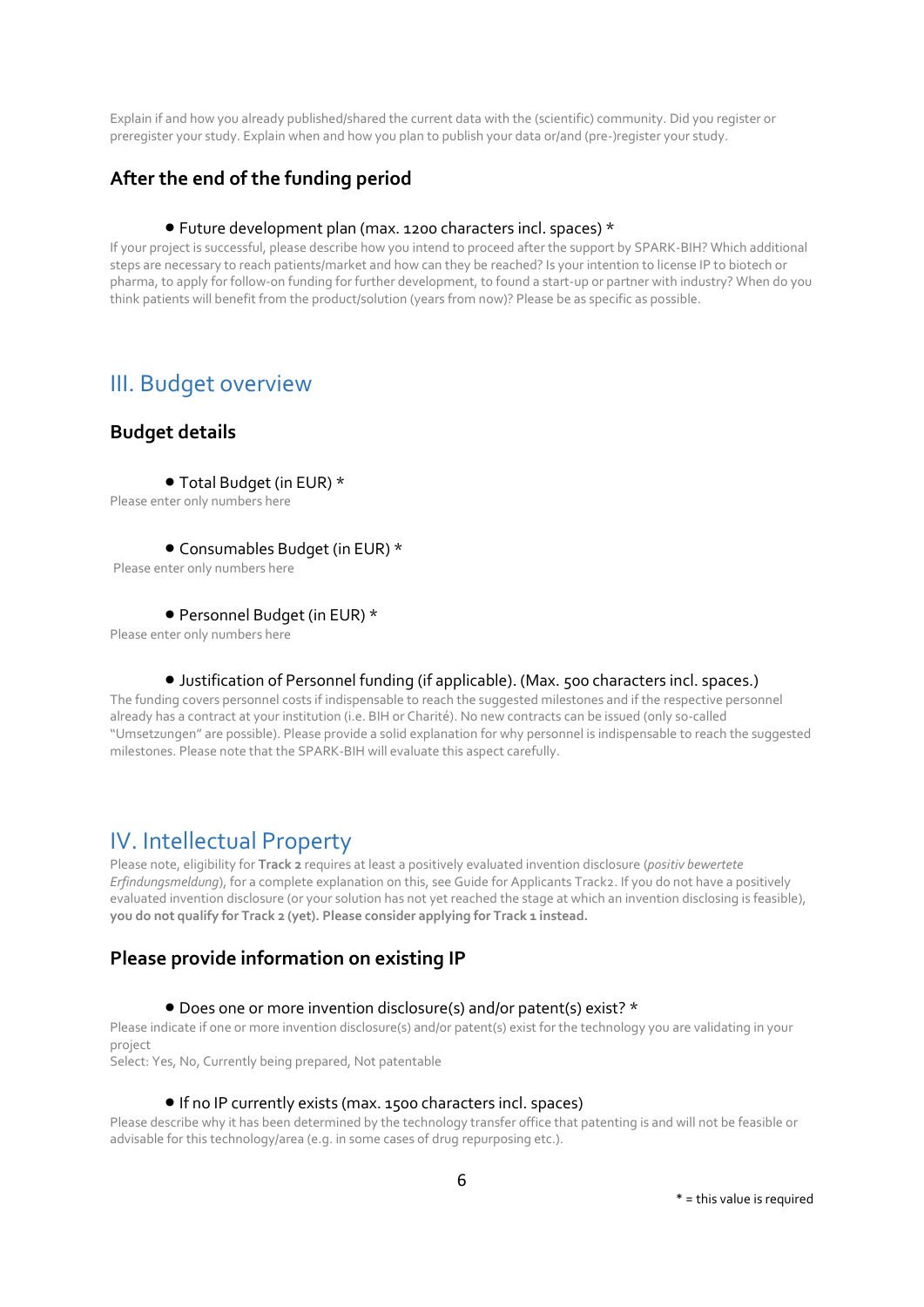Explain if and how you already published/shared the current data with the (scientific) community. Did you register or preregister your study. Explain when and how you plan to publish your data or/and (pre-)register your study.

### After the end of the funding period

- Future development plan (max. 1200 characters incl. spaces) *

If your project is successful, please describe how you intend to proceed after the support by SPARK-BIH? Which additional steps are necessary to reach patients/market and how can they be reached? Is your intention to license IP to biotech or pharma, to apply for follow-on funding for further development, to found a start-up or partner with industry? When do you think patients will benefit from the product/solution (years from now)? Please be as specific as possible.

## III. Budget overview

### Budget details

- Total Budget (in EUR) *

Please enter only numbers here

- Consumables Budget (in EUR) *

Please enter only numbers here

- Personnel Budget (in EUR) *

Please enter only numbers here

- Justification of Personnel funding (if applicable). (Max. 500 characters incl. spaces.)

The funding covers personnel costs if indispensable to reach the suggested milestones and if the respective personnel already has a contract at your institution (i.e. BIH or Charité). No new contracts can be issued (only so-called "Umsetzungen" are possible). Please provide a solid explanation for why personnel is indispensable to reach the suggested milestones. Please note that the SPARK-BIH will evaluate this aspect carefully.

## IV. Intellectual Property

Please note, eligibility for **Track 2** requires at least a positively evaluated invention disclosure (*positiv bewertete Erfindungsmeldung*), for a complete explanation on this, see Guide for Applicants Track2. If you do not have a positively evaluated invention disclosure (or your solution has not yet reached the stage at which an invention disclosing is feasible), **you do not qualify for Track 2 (yet). Please consider applying for Track 1 instead.**

### Please provide information on existing IP

- Does one or more invention disclosure(s) and/or patent(s) exist? *

Please indicate if one or more invention disclosure(s) and/or patent(s) exist for the technology you are validating in your project

Select: Yes, No, Currently being prepared, Not patentable

- If no IP currently exists (max. 1500 characters incl. spaces)

Please describe why it has been determined by the technology transfer office that patenting is and will not be feasible or advisable for this technology/area (e.g. in some cases of drug repurposing etc.).

* = this value is required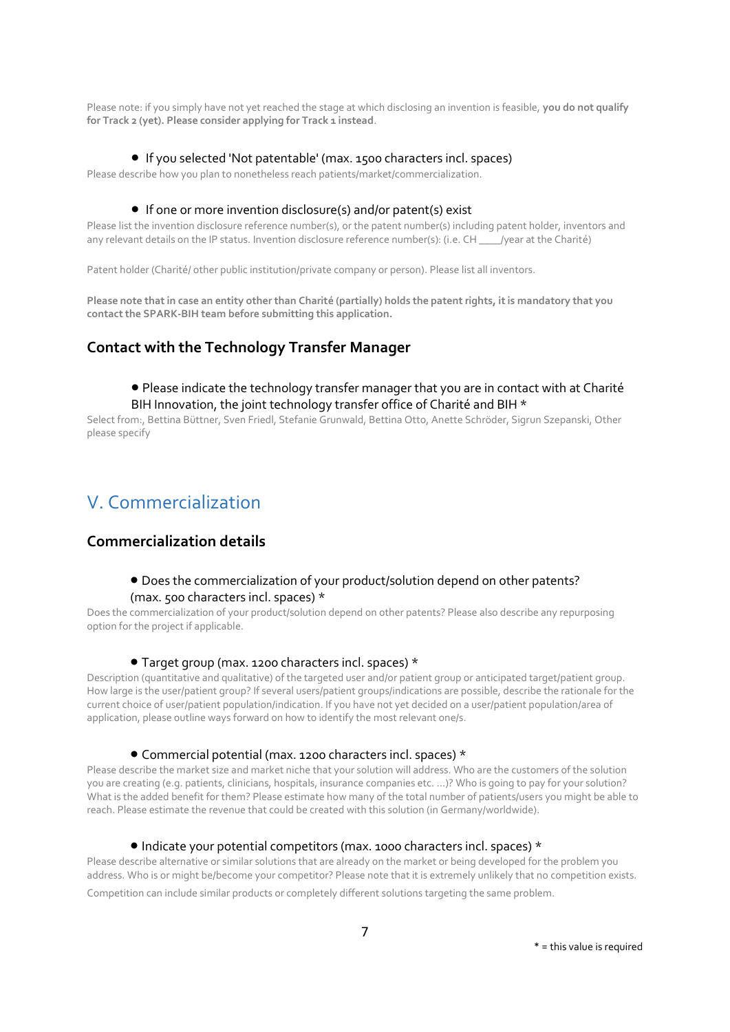Please note: if you simply have not yet reached the stage at which disclosing an invention is feasible, **you do not qualify for Track 2 (yet). Please consider applying for Track 1 instead**.

- If you selected 'Not patentable' (max. 1500 characters incl. spaces)

Please describe how you plan to nonetheless reach patients/market/commercialization.

- If one or more invention disclosure(s) and/or patent(s) exist

Please list the invention disclosure reference number(s), or the patent number(s) including patent holder, inventors and any relevant details on the IP status. Invention disclosure reference number(s): (i.e. CH ____/year at the Charité)

Patent holder (Charité/ other public institution/private company or person). Please list all inventors.

**Please note that in case an entity other than Charité (partially) holds the patent rights, it is mandatory that you contact the SPARK-BIH team before submitting this application.**

### Contact with the Technology Transfer Manager

- Please indicate the technology transfer manager that you are in contact with at Charité BIH Innovation, the joint technology transfer office of Charité and BIH *

Select from:, Bettina Büttner, Sven Friedl, Stefanie Grunwald, Bettina Otto, Anette Schröder, Sigrun Szepanski, Other please specify

## V. Commercialization

### Commercialization details

- Does the commercialization of your product/solution depend on other patents? (max. 500 characters incl. spaces) *

Does the commercialization of your product/solution depend on other patents? Please also describe any repurposing option for the project if applicable.

- Target group (max. 1200 characters incl. spaces) *

Description (quantitative and qualitative) of the targeted user and/or patient group or anticipated target/patient group. How large is the user/patient group? If several users/patient groups/indications are possible, describe the rationale for the current choice of user/patient population/indication. If you have not yet decided on a user/patient population/area of application, please outline ways forward on how to identify the most relevant one/s.

- Commercial potential (max. 1200 characters incl. spaces) *

Please describe the market size and market niche that your solution will address. Who are the customers of the solution you are creating (e.g. patients, clinicians, hospitals, insurance companies etc. ...)? Who is going to pay for your solution? What is the added benefit for them? Please estimate how many of the total number of patients/users you might be able to reach. Please estimate the revenue that could be created with this solution (in Germany/worldwide).

- Indicate your potential competitors (max. 1000 characters incl. spaces) *

Please describe alternative or similar solutions that are already on the market or being developed for the problem you address. Who is or might be/become your competitor? Please note that it is extremely unlikely that no competition exists.

Competition can include similar products or completely different solutions targeting the same problem.

* = this value is required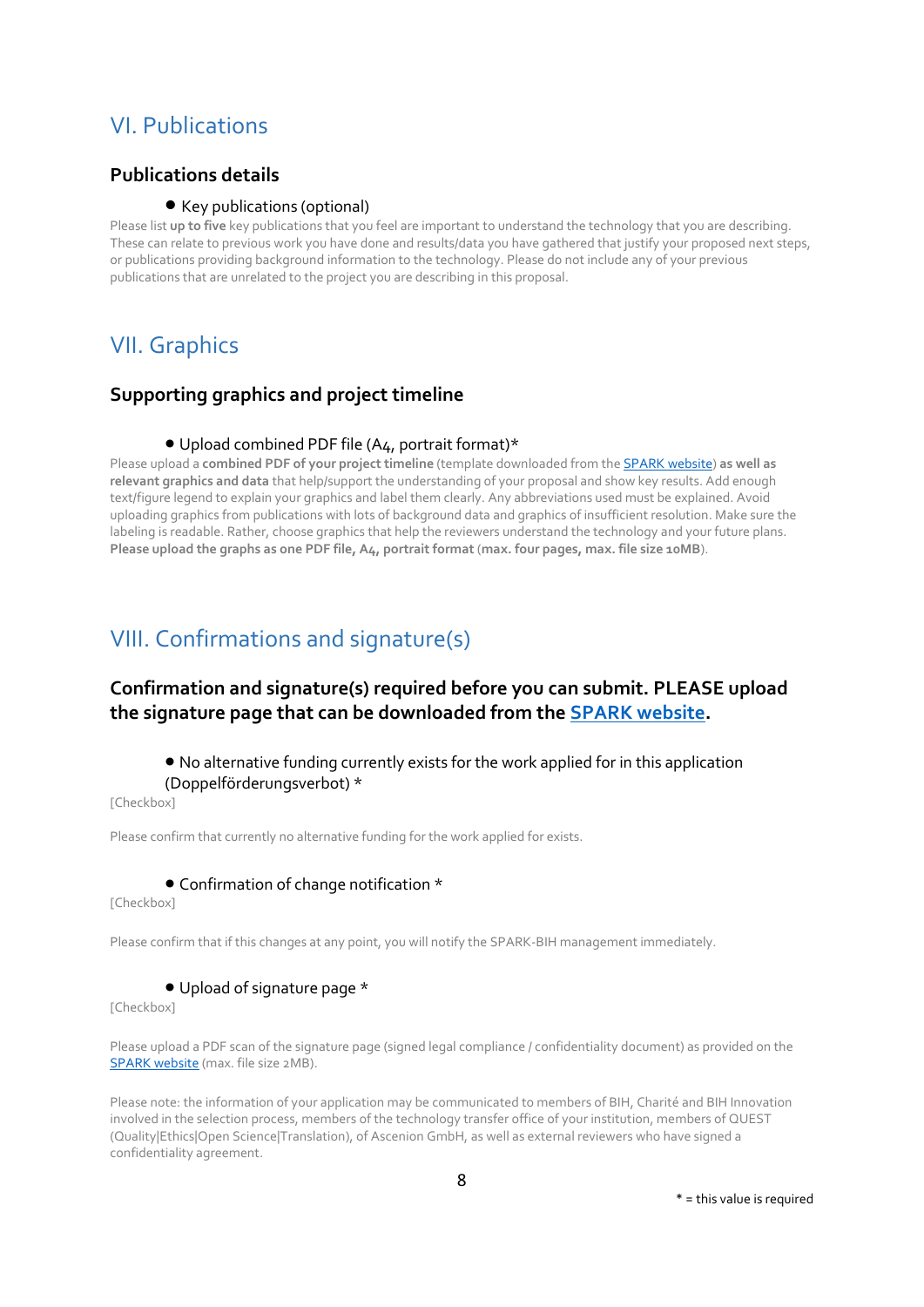# VI. Publications

## Publications details

- Key publications (optional)

Please list **up to five** key publications that you feel are important to understand the technology that you are describing. These can relate to previous work you have done and results/data you have gathered that justify your proposed next steps, or publications providing background information to the technology. Please do not include any of your previous publications that are unrelated to the project you are describing in this proposal.

# VII. Graphics

## Supporting graphics and project timeline

- Upload combined PDF file (A4, portrait format)*

Please upload a **combined PDF of your project timeline** (template downloaded from the [SPARK website]) **as well as relevant graphics and data** that help/support the understanding of your proposal and show key results. Add enough text/figure legend to explain your graphics and label them clearly. Any abbreviations used must be explained. Avoid uploading graphics from publications with lots of background data and graphics of insufficient resolution. Make sure the labeling is readable. Rather, choose graphics that help the reviewers understand the technology and your future plans. **Please upload the graphs as one PDF file, A4, portrait format** (**max. four pages, max. file size 10MB**).

# VIII. Confirmations and signature(s)

## Confirmation and signature(s) required before you can submit. PLEASE upload the signature page that can be downloaded from the [SPARK website].

- No alternative funding currently exists for the work applied for in this application (Doppelförderungsverbot) *

[Checkbox]

Please confirm that currently no alternative funding for the work applied for exists.

- Confirmation of change notification *

[Checkbox]

Please confirm that if this changes at any point, you will notify the SPARK-BIH management immediately.

- Upload of signature page *

[Checkbox]

Please upload a PDF scan of the signature page (signed legal compliance / confidentiality document) as provided on the [SPARK website] (max. file size 2MB).

Please note: the information of your application may be communicated to members of BIH, Charité and BIH Innovation involved in the selection process, members of the technology transfer office of your institution, members of QUEST (Quality|Ethics|Open Science|Translation), of Ascenion GmbH, as well as external reviewers who have signed a confidentiality agreement.

* = this value is required